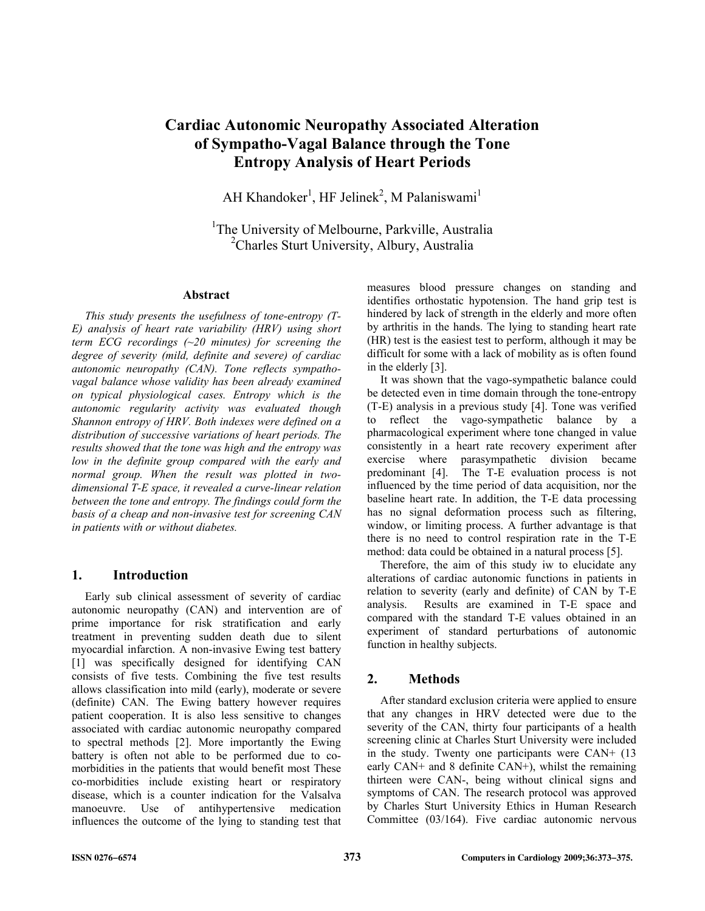# Cardiac Autonomic Neuropathy Associated Alteration of Sympatho-Vagal Balance through the Tone Entropy Analysis of Heart Periods

AH Khandoker[1], HF Jelinek[2], M Palaniswami[1]

[1]The University of Melbourne, Parkville, Australia
[2]Charles Sturt University, Albury, Australia

## Abstract

*This study presents the usefulness of tone-entropy (T-E) analysis of heart rate variability (HRV) using short term ECG recordings (~20 minutes) for screening the degree of severity (mild, definite and severe) of cardiac autonomic neuropathy (CAN). Tone reflects sympatho-vagal balance whose validity has been already examined on typical physiological cases. Entropy which is the autonomic regularity activity was evaluated though Shannon entropy of HRV. Both indexes were defined on a distribution of successive variations of heart periods. The results showed that the tone was high and the entropy was low in the definite group compared with the early and normal group. When the result was plotted in two-dimensional T-E space, it revealed a curve-linear relation between the tone and entropy. The findings could form the basis of a cheap and non-invasive test for screening CAN in patients with or without diabetes.*

## 1. Introduction

Early sub clinical assessment of severity of cardiac autonomic neuropathy (CAN) and intervention are of prime importance for risk stratification and early treatment in preventing sudden death due to silent myocardial infarction. A non-invasive Ewing test battery [1] was specifically designed for identifying CAN consists of five tests. Combining the five test results allows classification into mild (early), moderate or severe (definite) CAN. The Ewing battery however requires patient cooperation. It is also less sensitive to changes associated with cardiac autonomic neuropathy compared to spectral methods [2]. More importantly the Ewing battery is often not able to be performed due to co-morbidities in the patients that would benefit most These co-morbidities include existing heart or respiratory disease, which is a counter indication for the Valsalva manoeuvre. Use of antihypertensive medication influences the outcome of the lying to standing test that measures blood pressure changes on standing and identifies orthostatic hypotension. The hand grip test is hindered by lack of strength in the elderly and more often by arthritis in the hands. The lying to standing heart rate (HR) test is the easiest test to perform, although it may be difficult for some with a lack of mobility as is often found in the elderly [3].

It was shown that the vago-sympathetic balance could be detected even in time domain through the tone-entropy (T-E) analysis in a previous study [4]. Tone was verified to reflect the vago-sympathetic balance by a pharmacological experiment where tone changed in value consistently in a heart rate recovery experiment after exercise where parasympathetic division became predominant [4]. The T-E evaluation process is not influenced by the time period of data acquisition, nor the baseline heart rate. In addition, the T-E data processing has no signal deformation process such as filtering, window, or limiting process. A further advantage is that there is no need to control respiration rate in the T-E method: data could be obtained in a natural process [5].

Therefore, the aim of this study iw to elucidate any alterations of cardiac autonomic functions in patients in relation to severity (early and definite) of CAN by T-E analysis. Results are examined in T-E space and compared with the standard T-E values obtained in an experiment of standard perturbations of autonomic function in healthy subjects.

## 2. Methods

After standard exclusion criteria were applied to ensure that any changes in HRV detected were due to the severity of the CAN, thirty four participants of a health screening clinic at Charles Sturt University were included in the study. Twenty one participants were CAN+ (13 early CAN+ and 8 definite CAN+), whilst the remaining thirteen were CAN-, being without clinical signs and symptoms of CAN. The research protocol was approved by Charles Sturt University Ethics in Human Research Committee (03/164). Five cardiac autonomic nervous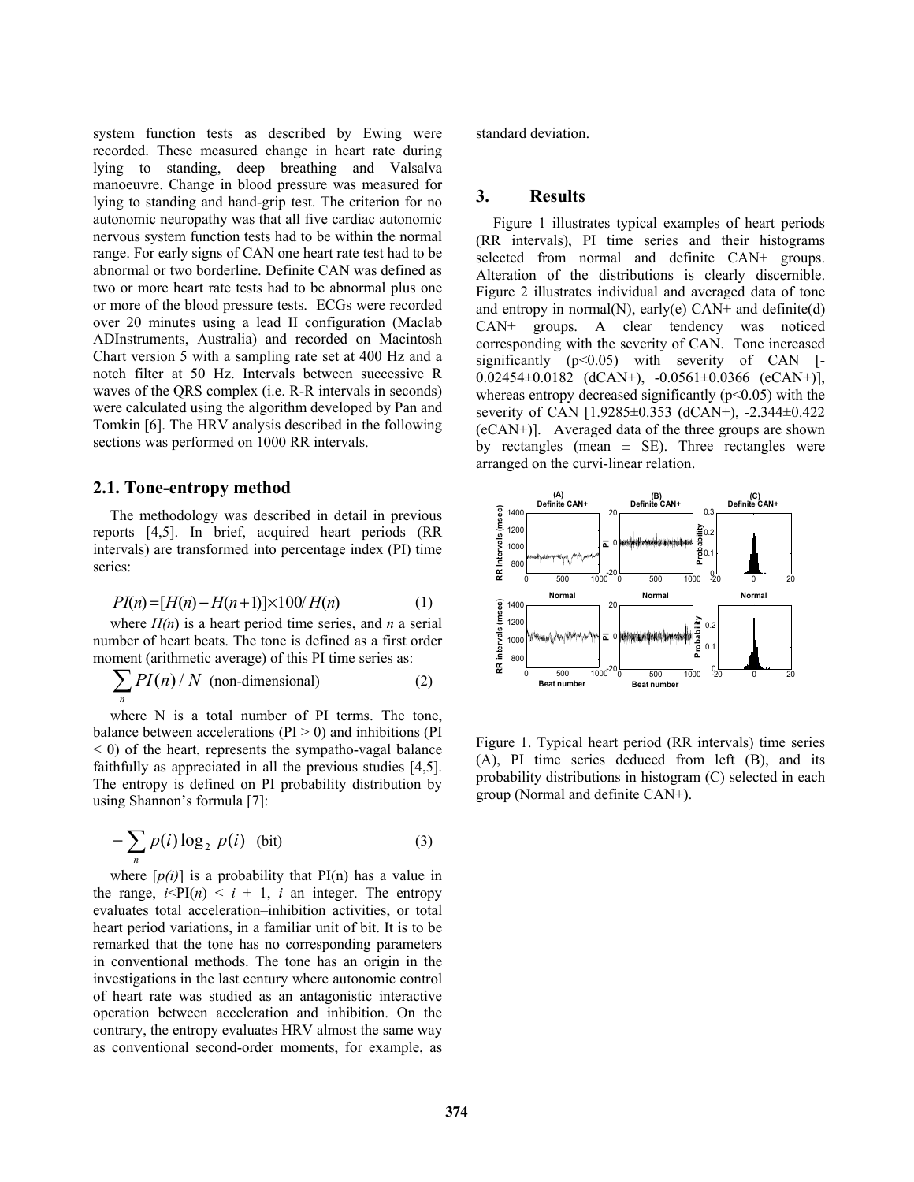system function tests as described by Ewing were recorded. These measured change in heart rate during lying to standing, deep breathing and Valsalva manoeuvre. Change in blood pressure was measured for lying to standing and hand-grip test. The criterion for no autonomic neuropathy was that all five cardiac autonomic nervous system function tests had to be within the normal range. For early signs of CAN one heart rate test had to be abnormal or two borderline. Definite CAN was defined as two or more heart rate tests had to be abnormal plus one or more of the blood pressure tests. ECGs were recorded over 20 minutes using a lead II configuration (Maclab ADInstruments, Australia) and recorded on Macintosh Chart version 5 with a sampling rate set at 400 Hz and a notch filter at 50 Hz. Intervals between successive R waves of the QRS complex (i.e. R-R intervals in seconds) were calculated using the algorithm developed by Pan and Tomkin [6]. The HRV analysis described in the following sections was performed on 1000 RR intervals.

## 2.1. Tone-entropy method

The methodology was described in detail in previous reports [4,5]. In brief, acquired heart periods (RR intervals) are transformed into percentage index (PI) time series:

$$PI(n) = [H(n) - H(n+1)] \times 100 / H(n) \qquad (1)$$

where $H(n)$ is a heart period time series, and $n$ a serial number of heart beats. The tone is defined as a first order moment (arithmetic average) of this PI time series as:

$$\sum_n PI(n) / N \quad \text{(non-dimensional)} \qquad (2)$$

where N is a total number of PI terms. The tone, balance between accelerations (PI > 0) and inhibitions (PI < 0) of the heart, represents the sympatho-vagal balance faithfully as appreciated in all the previous studies [4,5]. The entropy is defined on PI probability distribution by using Shannon's formula [7]:

$$-\sum_n p(i) \log_2 p(i) \quad \text{(bit)} \qquad (3)$$

where $[p(i)]$ is a probability that PI(n) has a value in the range, $i < PI(n) < i + 1$, $i$ an integer. The entropy evaluates total acceleration–inhibition activities, or total heart period variations, in a familiar unit of bit. It is to be remarked that the tone has no corresponding parameters in conventional methods. The tone has an origin in the investigations in the last century where autonomic control of heart rate was studied as an antagonistic interactive operation between acceleration and inhibition. On the contrary, the entropy evaluates HRV almost the same way as conventional second-order moments, for example, as standard deviation.

## 3. Results

Figure 1 illustrates typical examples of heart periods (RR intervals), PI time series and their histograms selected from normal and definite CAN+ groups. Alteration of the distributions is clearly discernible. Figure 2 illustrates individual and averaged data of tone and entropy in normal(N), early(e) CAN+ and definite(d) CAN+ groups. A clear tendency was noticed corresponding with the severity of CAN. Tone increased significantly ($p<0.05$) with severity of CAN [-0.02454±0.0182 (dCAN+), -0.0561±0.0366 (eCAN+)], whereas entropy decreased significantly ($p<0.05$) with the severity of CAN [1.9285±0.353 (dCAN+), -2.344±0.422 (eCAN+)]. Averaged data of the three groups are shown by rectangles (mean ± SE). Three rectangles were arranged on the curvi-linear relation.

Figure 1. Typical heart period (RR intervals) time series (A), PI time series deduced from left (B), and its probability distributions in histogram (C) selected in each group (Normal and definite CAN+).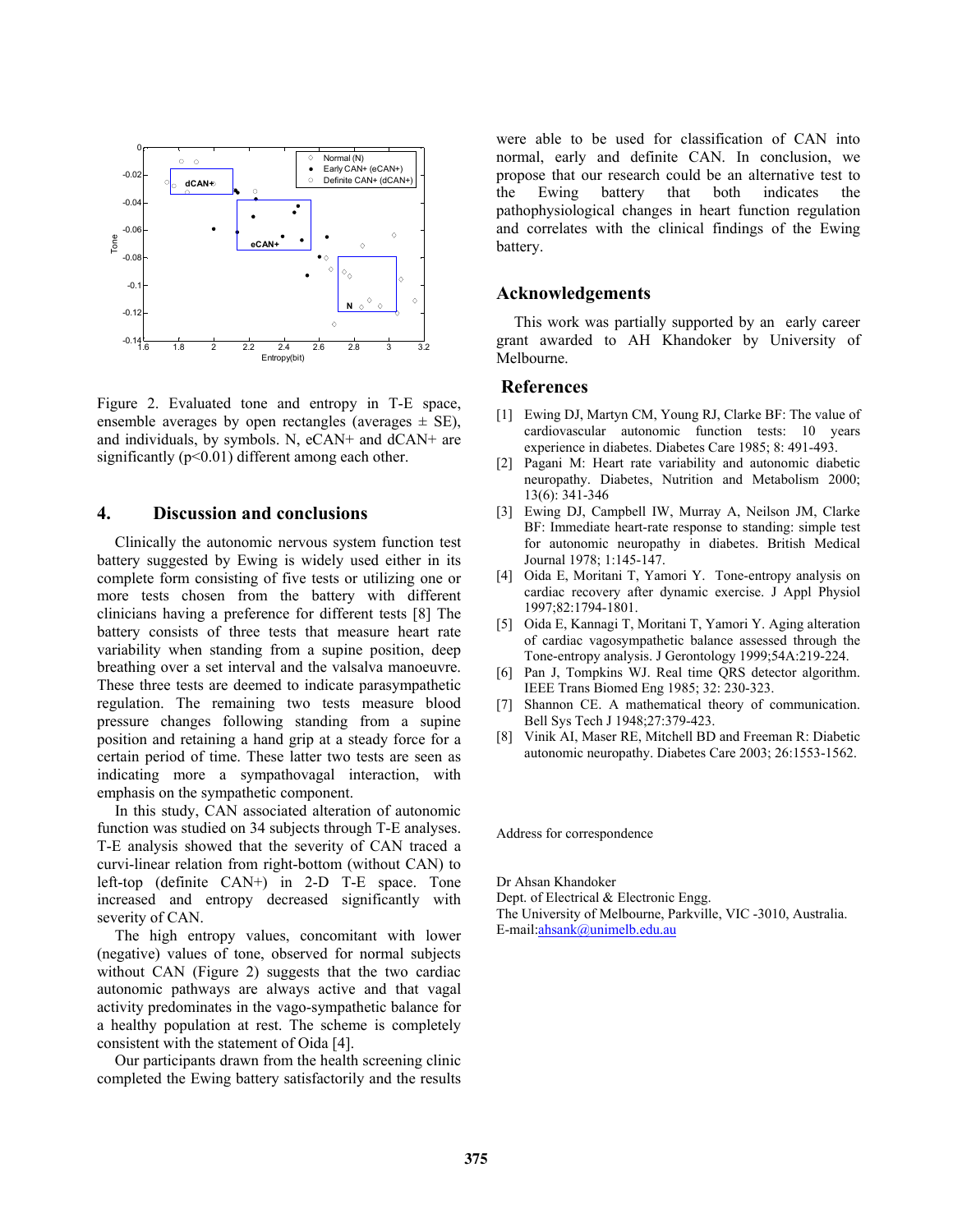0
-0.02
-0.04
-0.06
-0.08
-0.1
-0.12
-0.14
1.6 1.8 2 2.2 2.4 2.6 2.8 3 3.2
Entropy(bit)
Tone
dCAN+
eCAN+
N
Normal (N)
Early CAN+ (eCAN+)
Definite CAN+ (dCAN+)

Figure 2. Evaluated tone and entropy in T-E space, ensemble averages by open rectangles (averages ± SE), and individuals, by symbols. N, eCAN+ and dCAN+ are significantly ($p<0.01$) different among each other.

## 4. Discussion and conclusions

Clinically the autonomic nervous system function test battery suggested by Ewing is widely used either in its complete form consisting of five tests or utilizing one or more tests chosen from the battery with different clinicians having a preference for different tests [8] The battery consists of three tests that measure heart rate variability when standing from a supine position, deep breathing over a set interval and the valsalva manoeuvre. These three tests are deemed to indicate parasympathetic regulation. The remaining two tests measure blood pressure changes following standing from a supine position and retaining a hand grip at a steady force for a certain period of time. These latter two tests are seen as indicating more a sympathovagal interaction, with emphasis on the sympathetic component.

In this study, CAN associated alteration of autonomic function was studied on 34 subjects through T-E analyses. T-E analysis showed that the severity of CAN traced a curvi-linear relation from right-bottom (without CAN) to left-top (definite CAN+) in 2-D T-E space. Tone increased and entropy decreased significantly with severity of CAN.

The high entropy values, concomitant with lower (negative) values of tone, observed for normal subjects without CAN (Figure 2) suggests that the two cardiac autonomic pathways are always active and that vagal activity predominates in the vago-sympathetic balance for a healthy population at rest. The scheme is completely consistent with the statement of Oida [4].

Our participants drawn from the health screening clinic completed the Ewing battery satisfactorily and the results were able to be used for classification of CAN into normal, early and definite CAN. In conclusion, we propose that our research could be an alternative test to the Ewing battery that both indicates the pathophysiological changes in heart function regulation and correlates with the clinical findings of the Ewing battery.

## Acknowledgements

This work was partially supported by an early career grant awarded to AH Khandoker by University of Melbourne.

## References

[1] Ewing DJ, Martyn CM, Young RJ, Clarke BF: The value of cardiovascular autonomic function tests: 10 years experience in diabetes. Diabetes Care 1985; 8: 491-493.

[2] Pagani M: Heart rate variability and autonomic diabetic neuropathy. Diabetes, Nutrition and Metabolism 2000; 13(6): 341-346

[3] Ewing DJ, Campbell IW, Murray A, Neilson JM, Clarke BF: Immediate heart-rate response to standing: simple test for autonomic neuropathy in diabetes. British Medical Journal 1978; 1:145-147.

[4] Oida E, Moritani T, Yamori Y. Tone-entropy analysis on cardiac recovery after dynamic exercise. J Appl Physiol 1997;82:1794-1801.

[5] Oida E, Kannagi T, Moritani T, Yamori Y. Aging alteration of cardiac vagosympathetic balance assessed through the Tone-entropy analysis. J Gerontology 1999;54A:219-224.

[6] Pan J, Tompkins WJ. Real time QRS detector algorithm. IEEE Trans Biomed Eng 1985; 32: 230-323.

[7] Shannon CE. A mathematical theory of communication. Bell Sys Tech J 1948;27:379-423.

[8] Vinik AI, Maser RE, Mitchell BD and Freeman R: Diabetic autonomic neuropathy. Diabetes Care 2003; 26:1553-1562.

Address for correspondence

Dr Ahsan Khandoker
Dept. of Electrical & Electronic Engg.
The University of Melbourne, Parkville, VIC -3010, Australia.
E-mail:ahsank@unimelb.edu.au